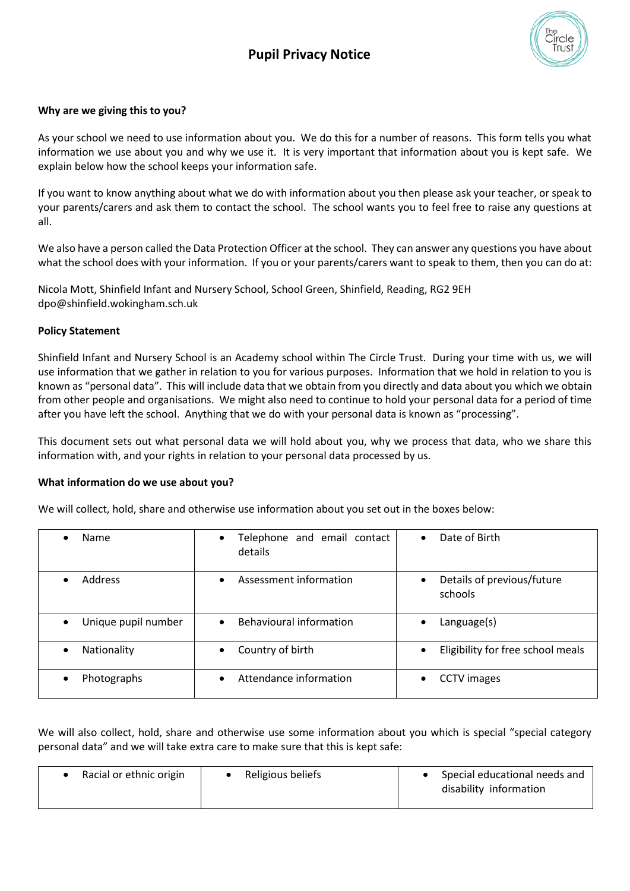# Pupil Privacy Notice

**Why are we giving this to you?**

As your school we need to use information about you. We do this for a number of reasons. This form tells you what information we use about you and why we use it. It is very important that information about you is kept safe. We explain below how the school keeps your information safe.

If you want to know anything about what we do with information about you then please ask your teacher, or speak to your parents/carers and ask them to contact the school. The school wants you to feel free to raise any questions at all.

We also have a person called the Data Protection Officer at the school. They can answer any questions you have about what the school does with your information. If you or your parents/carers want to speak to them, then you can do at:

Nicola Mott, Shinfield Infant and Nursery School, School Green, Shinfield, Reading, RG2 9EH
dpo@shinfield.wokingham.sch.uk

**Policy Statement**

Shinfield Infant and Nursery School is an Academy school within The Circle Trust. During your time with us, we will use information that we gather in relation to you for various purposes. Information that we hold in relation to you is known as "personal data". This will include data that we obtain from you directly and data about you which we obtain from other people and organisations. We might also need to continue to hold your personal data for a period of time after you have left the school. Anything that we do with your personal data is known as "processing".

This document sets out what personal data we will hold about you, why we process that data, who we share this information with, and your rights in relation to your personal data processed by us.

**What information do we use about you?**

We will collect, hold, share and otherwise use information about you set out in the boxes below:

| | | |
|---|---|---|
| • Name | • Telephone and email contact details | • Date of Birth |
| • Address | • Assessment information | • Details of previous/future schools |
| • Unique pupil number | • Behavioural information | • Language(s) |
| • Nationality | • Country of birth | • Eligibility for free school meals |
| • Photographs | • Attendance information | • CCTV images |

We will also collect, hold, share and otherwise use some information about you which is special "special category personal data" and we will take extra care to make sure that this is kept safe:

| | | |
|---|---|---|
| • Racial or ethnic origin | • Religious beliefs | • Special educational needs and disability information |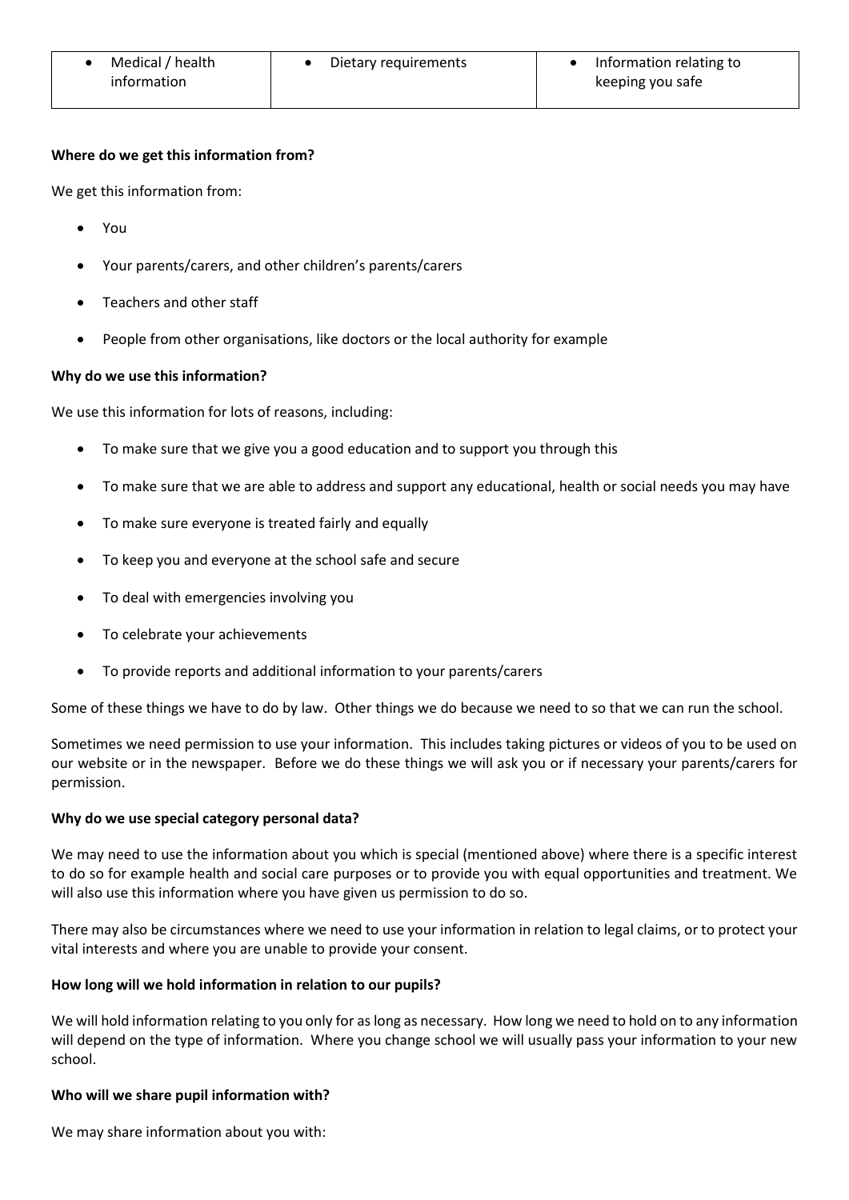| • Medical / health information | • Dietary requirements | • Information relating to keeping you safe |
|---|---|---|

**Where do we get this information from?**

We get this information from:

- You
- Your parents/carers, and other children's parents/carers
- Teachers and other staff
- People from other organisations, like doctors or the local authority for example

**Why do we use this information?**

We use this information for lots of reasons, including:

- To make sure that we give you a good education and to support you through this
- To make sure that we are able to address and support any educational, health or social needs you may have
- To make sure everyone is treated fairly and equally
- To keep you and everyone at the school safe and secure
- To deal with emergencies involving you
- To celebrate your achievements
- To provide reports and additional information to your parents/carers

Some of these things we have to do by law. Other things we do because we need to so that we can run the school.

Sometimes we need permission to use your information. This includes taking pictures or videos of you to be used on our website or in the newspaper. Before we do these things we will ask you or if necessary your parents/carers for permission.

**Why do we use special category personal data?**

We may need to use the information about you which is special (mentioned above) where there is a specific interest to do so for example health and social care purposes or to provide you with equal opportunities and treatment. We will also use this information where you have given us permission to do so.

There may also be circumstances where we need to use your information in relation to legal claims, or to protect your vital interests and where you are unable to provide your consent.

**How long will we hold information in relation to our pupils?**

We will hold information relating to you only for as long as necessary. How long we need to hold on to any information will depend on the type of information. Where you change school we will usually pass your information to your new school.

**Who will we share pupil information with?**

We may share information about you with: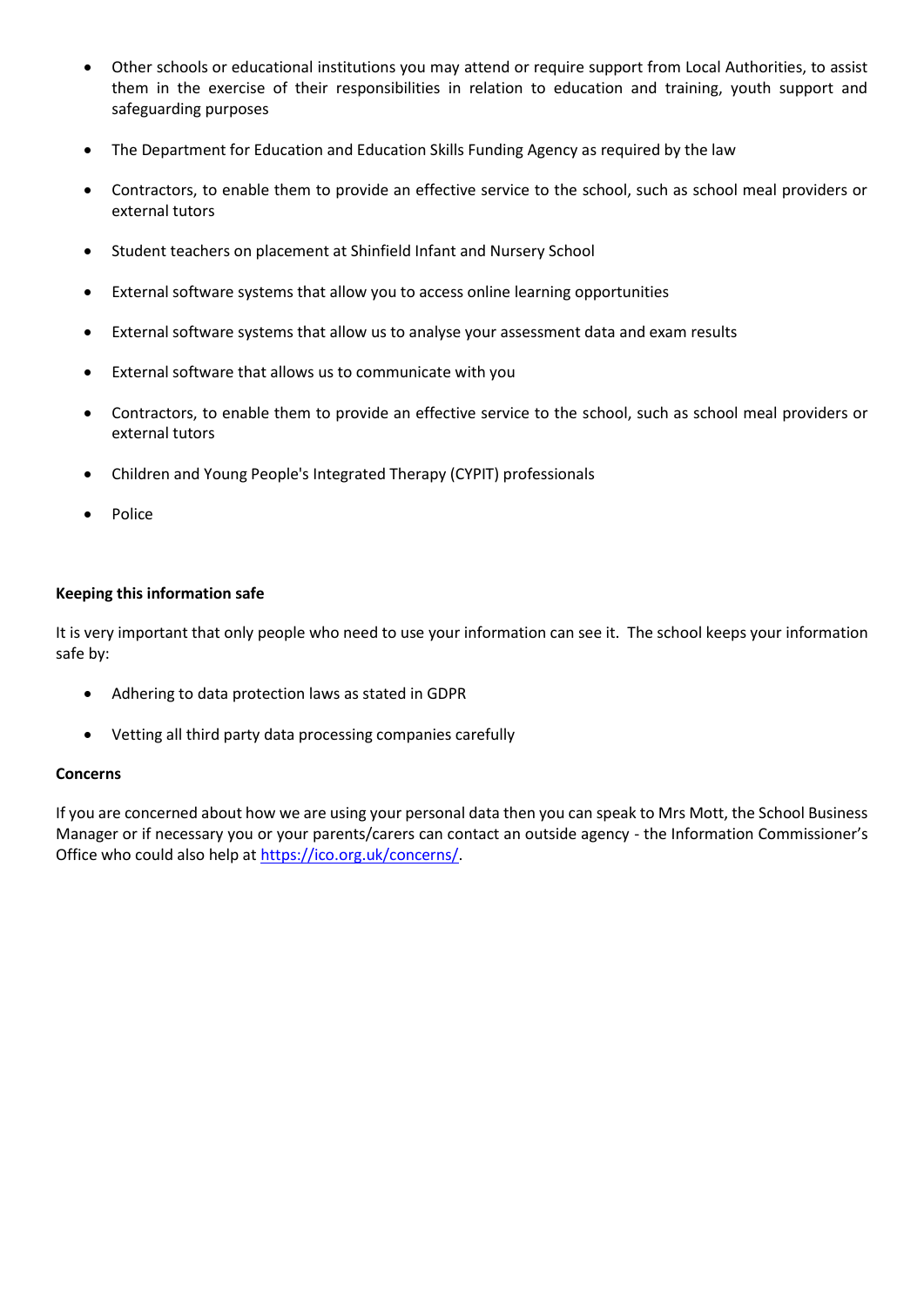- Other schools or educational institutions you may attend or require support from Local Authorities, to assist them in the exercise of their responsibilities in relation to education and training, youth support and safeguarding purposes

- The Department for Education and Education Skills Funding Agency as required by the law

- Contractors, to enable them to provide an effective service to the school, such as school meal providers or external tutors

- Student teachers on placement at Shinfield Infant and Nursery School

- External software systems that allow you to access online learning opportunities

- External software systems that allow us to analyse your assessment data and exam results

- External software that allows us to communicate with you

- Contractors, to enable them to provide an effective service to the school, such as school meal providers or external tutors

- Children and Young People's Integrated Therapy (CYPIT) professionals

- Police

**Keeping this information safe**

It is very important that only people who need to use your information can see it. The school keeps your information safe by:

- Adhering to data protection laws as stated in GDPR

- Vetting all third party data processing companies carefully

**Concerns**

If you are concerned about how we are using your personal data then you can speak to Mrs Mott, the School Business Manager or if necessary you or your parents/carers can contact an outside agency - the Information Commissioner's Office who could also help at https://ico.org.uk/concerns/.